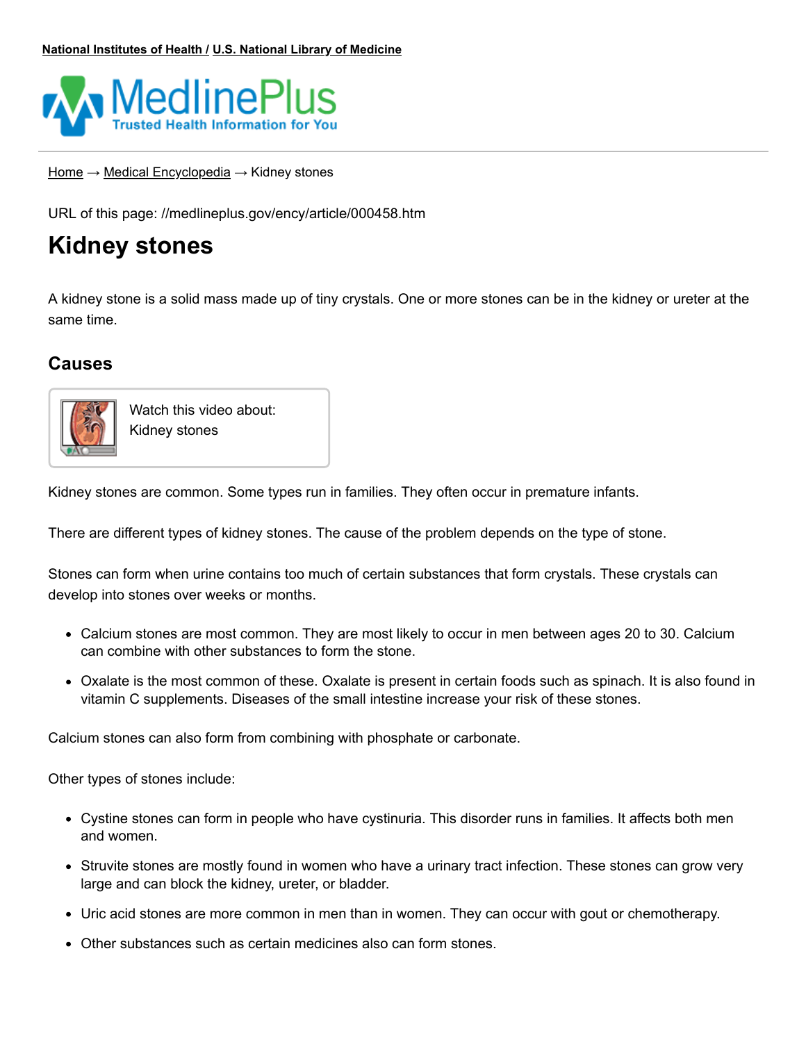National Institutes of Health / U.S. National Library of Medicine

MedlinePlus
Trusted Health Information for You

Home → Medical Encyclopedia → Kidney stones

URL of this page: //medlineplus.gov/ency/article/000458.htm

# Kidney stones

A kidney stone is a solid mass made up of tiny crystals. One or more stones can be in the kidney or ureter at the same time.

## Causes

Watch this video about: Kidney stones

Kidney stones are common. Some types run in families. They often occur in premature infants.

There are different types of kidney stones. The cause of the problem depends on the type of stone.

Stones can form when urine contains too much of certain substances that form crystals. These crystals can develop into stones over weeks or months.

- Calcium stones are most common. They are most likely to occur in men between ages 20 to 30. Calcium can combine with other substances to form the stone.
- Oxalate is the most common of these. Oxalate is present in certain foods such as spinach. It is also found in vitamin C supplements. Diseases of the small intestine increase your risk of these stones.

Calcium stones can also form from combining with phosphate or carbonate.

Other types of stones include:

- Cystine stones can form in people who have cystinuria. This disorder runs in families. It affects both men and women.
- Struvite stones are mostly found in women who have a urinary tract infection. These stones can grow very large and can block the kidney, ureter, or bladder.
- Uric acid stones are more common in men than in women. They can occur with gout or chemotherapy.
- Other substances such as certain medicines also can form stones.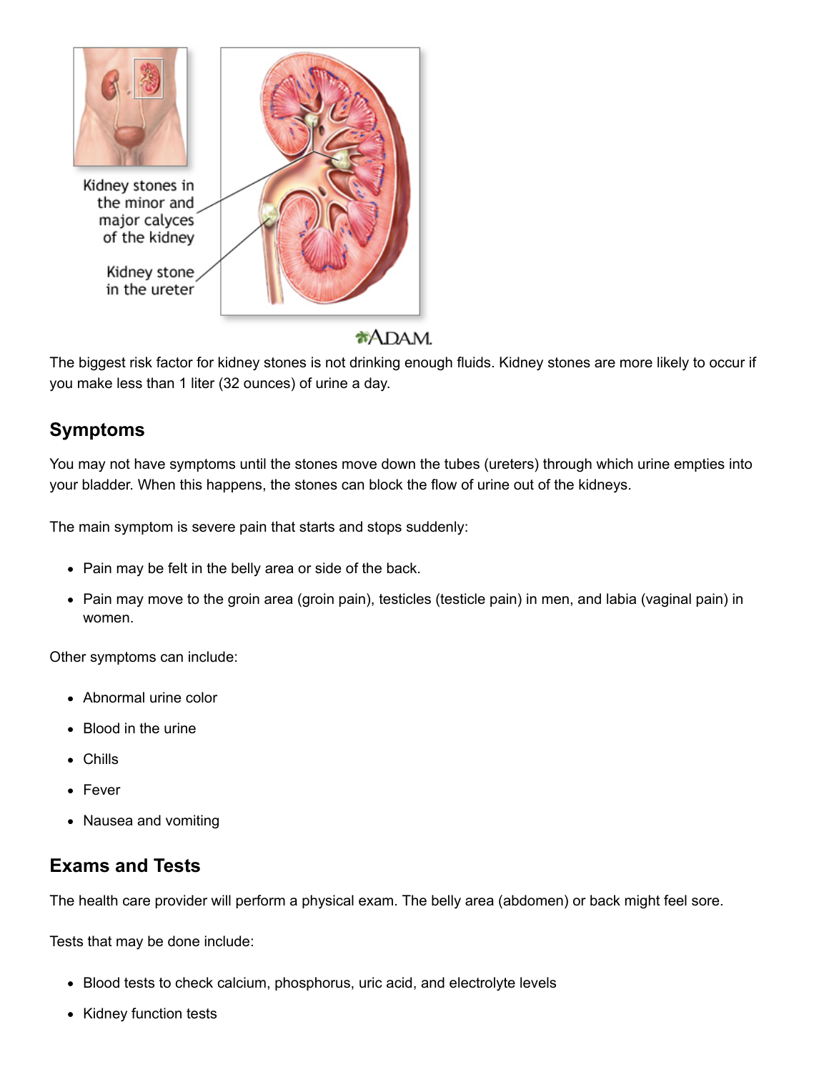The biggest risk factor for kidney stones is not drinking enough fluids. Kidney stones are more likely to occur if you make less than 1 liter (32 ounces) of urine a day.

## Symptoms

You may not have symptoms until the stones move down the tubes (ureters) through which urine empties into your bladder. When this happens, the stones can block the flow of urine out of the kidneys.

The main symptom is severe pain that starts and stops suddenly:

- Pain may be felt in the belly area or side of the back.
- Pain may move to the groin area (groin pain), testicles (testicle pain) in men, and labia (vaginal pain) in women.

Other symptoms can include:

- Abnormal urine color
- Blood in the urine
- Chills
- Fever
- Nausea and vomiting

## Exams and Tests

The health care provider will perform a physical exam. The belly area (abdomen) or back might feel sore.

Tests that may be done include:

- Blood tests to check calcium, phosphorus, uric acid, and electrolyte levels
- Kidney function tests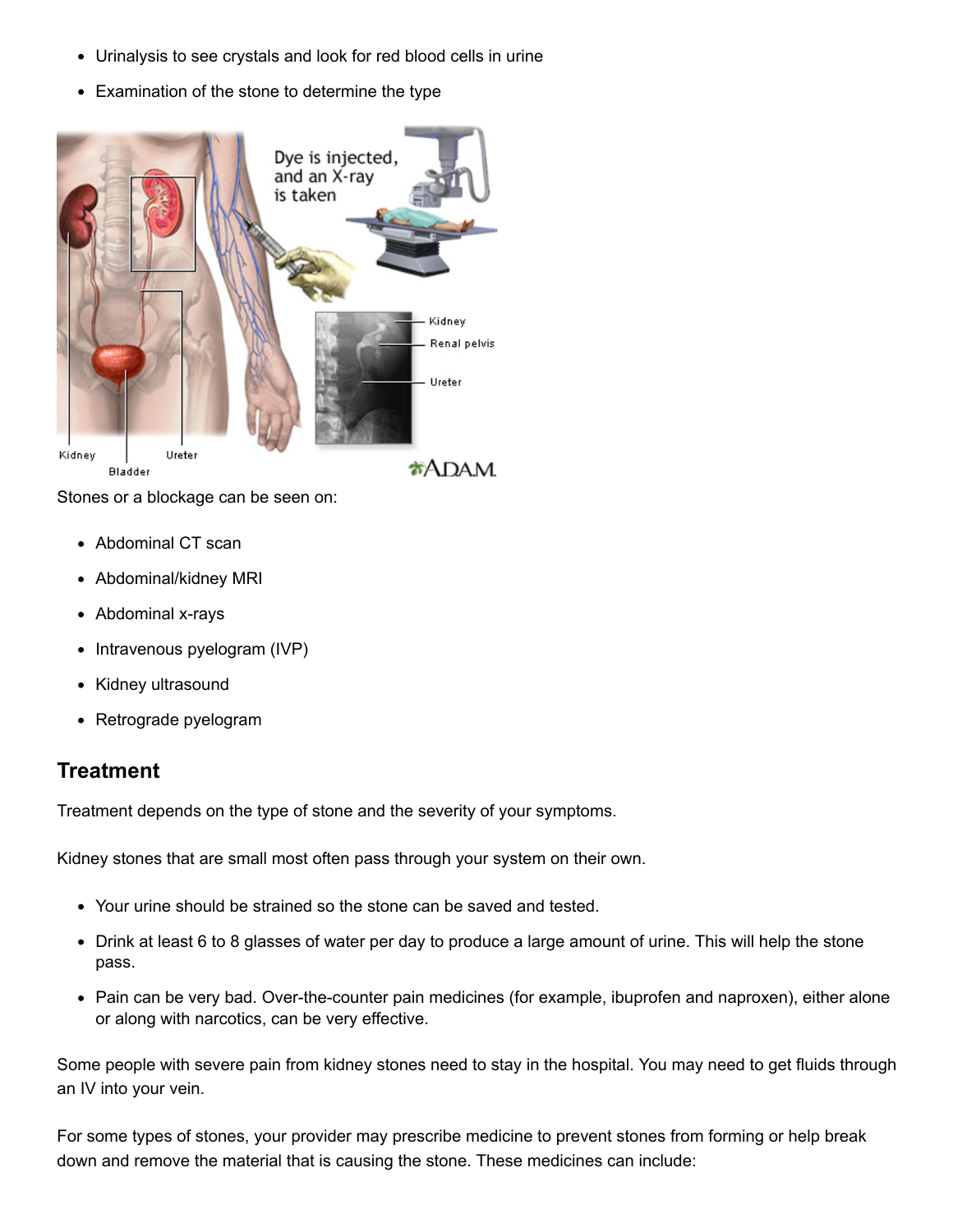- Urinalysis to see crystals and look for red blood cells in urine
- Examination of the stone to determine the type

Stones or a blockage can be seen on:

- Abdominal CT scan
- Abdominal/kidney MRI
- Abdominal x-rays
- Intravenous pyelogram (IVP)
- Kidney ultrasound
- Retrograde pyelogram

## Treatment

Treatment depends on the type of stone and the severity of your symptoms.

Kidney stones that are small most often pass through your system on their own.

- Your urine should be strained so the stone can be saved and tested.
- Drink at least 6 to 8 glasses of water per day to produce a large amount of urine. This will help the stone pass.
- Pain can be very bad. Over-the-counter pain medicines (for example, ibuprofen and naproxen), either alone or along with narcotics, can be very effective.

Some people with severe pain from kidney stones need to stay in the hospital. You may need to get fluids through an IV into your vein.

For some types of stones, your provider may prescribe medicine to prevent stones from forming or help break down and remove the material that is causing the stone. These medicines can include: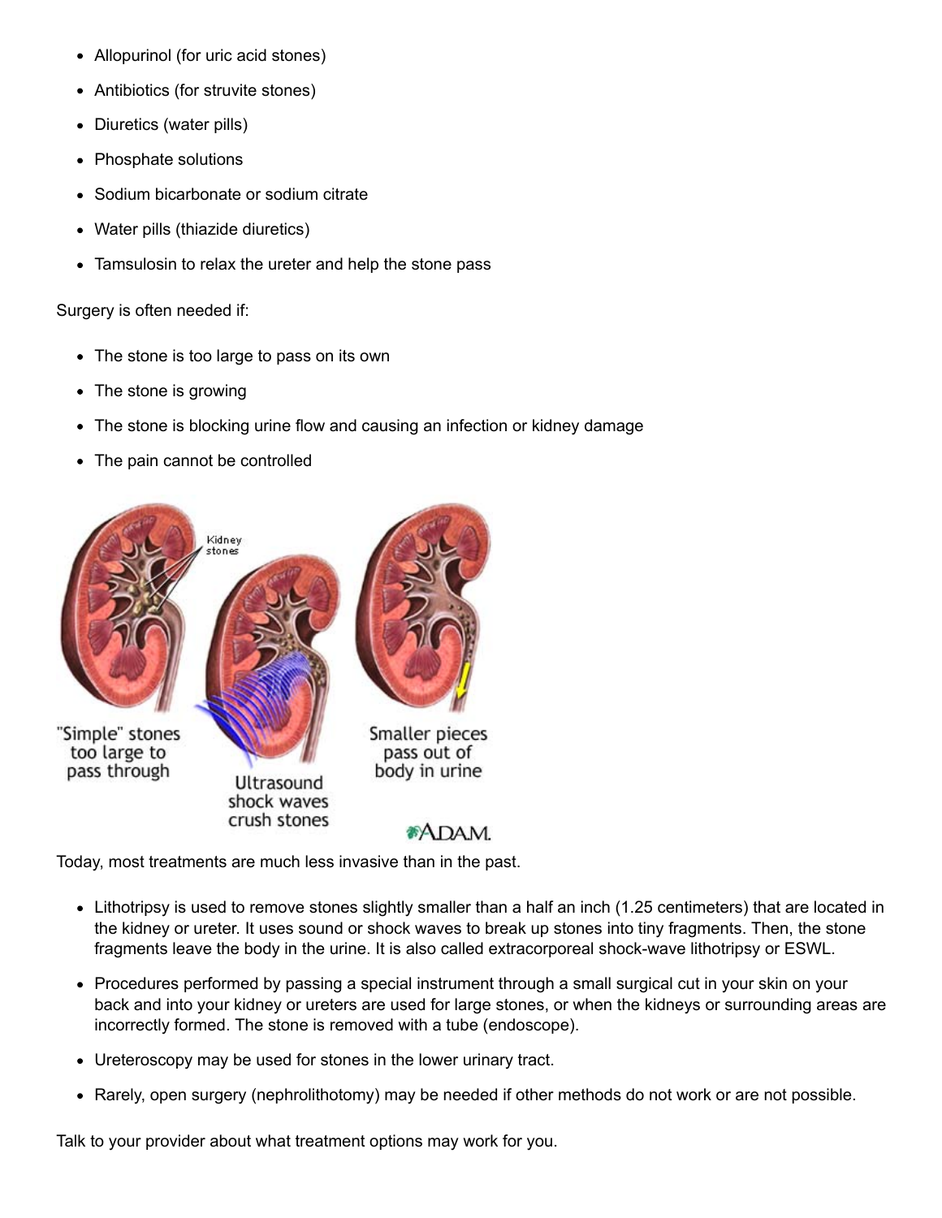- Allopurinol (for uric acid stones)
- Antibiotics (for struvite stones)
- Diuretics (water pills)
- Phosphate solutions
- Sodium bicarbonate or sodium citrate
- Water pills (thiazide diuretics)
- Tamsulosin to relax the ureter and help the stone pass

Surgery is often needed if:

- The stone is too large to pass on its own
- The stone is growing
- The stone is blocking urine flow and causing an infection or kidney damage
- The pain cannot be controlled

Today, most treatments are much less invasive than in the past.

- Lithotripsy is used to remove stones slightly smaller than a half an inch (1.25 centimeters) that are located in the kidney or ureter. It uses sound or shock waves to break up stones into tiny fragments. Then, the stone fragments leave the body in the urine. It is also called extracorporeal shock-wave lithotripsy or ESWL.
- Procedures performed by passing a special instrument through a small surgical cut in your skin on your back and into your kidney or ureters are used for large stones, or when the kidneys or surrounding areas are incorrectly formed. The stone is removed with a tube (endoscope).
- Ureteroscopy may be used for stones in the lower urinary tract.
- Rarely, open surgery (nephrolithotomy) may be needed if other methods do not work or are not possible.

Talk to your provider about what treatment options may work for you.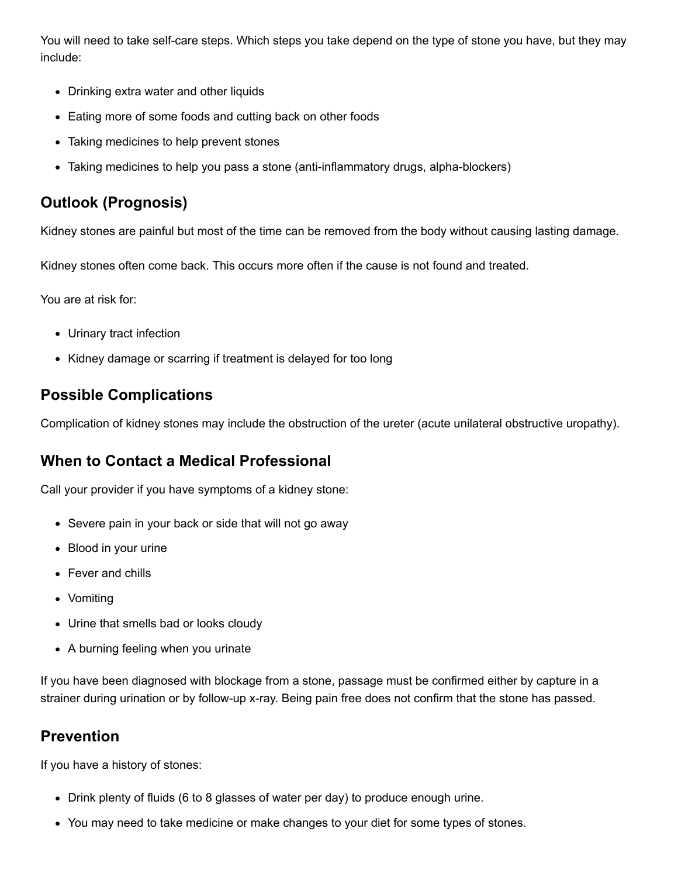You will need to take self-care steps. Which steps you take depend on the type of stone you have, but they may include:

- Drinking extra water and other liquids
- Eating more of some foods and cutting back on other foods
- Taking medicines to help prevent stones
- Taking medicines to help you pass a stone (anti-inflammatory drugs, alpha-blockers)

## Outlook (Prognosis)

Kidney stones are painful but most of the time can be removed from the body without causing lasting damage.

Kidney stones often come back. This occurs more often if the cause is not found and treated.

You are at risk for:

- Urinary tract infection
- Kidney damage or scarring if treatment is delayed for too long

## Possible Complications

Complication of kidney stones may include the obstruction of the ureter (acute unilateral obstructive uropathy).

## When to Contact a Medical Professional

Call your provider if you have symptoms of a kidney stone:

- Severe pain in your back or side that will not go away
- Blood in your urine
- Fever and chills
- Vomiting
- Urine that smells bad or looks cloudy
- A burning feeling when you urinate

If you have been diagnosed with blockage from a stone, passage must be confirmed either by capture in a strainer during urination or by follow-up x-ray. Being pain free does not confirm that the stone has passed.

## Prevention

If you have a history of stones:

- Drink plenty of fluids (6 to 8 glasses of water per day) to produce enough urine.
- You may need to take medicine or make changes to your diet for some types of stones.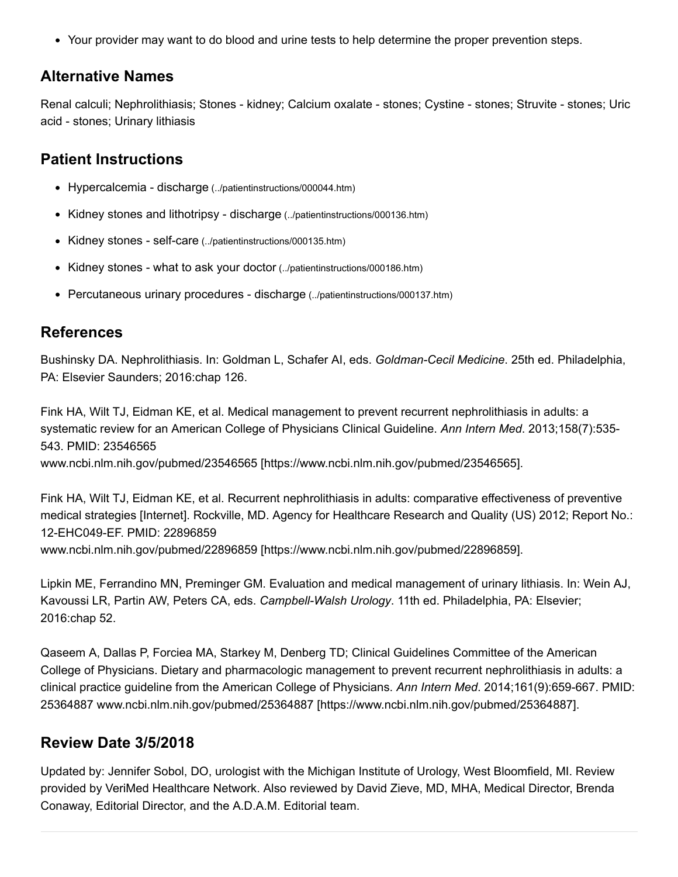- Your provider may want to do blood and urine tests to help determine the proper prevention steps.

## Alternative Names

Renal calculi; Nephrolithiasis; Stones - kidney; Calcium oxalate - stones; Cystine - stones; Struvite - stones; Uric acid - stones; Urinary lithiasis

## Patient Instructions

- Hypercalcemia - discharge (../patientinstructions/000044.htm)
- Kidney stones and lithotripsy - discharge (../patientinstructions/000136.htm)
- Kidney stones - self-care (../patientinstructions/000135.htm)
- Kidney stones - what to ask your doctor (../patientinstructions/000186.htm)
- Percutaneous urinary procedures - discharge (../patientinstructions/000137.htm)

## References

Bushinsky DA. Nephrolithiasis. In: Goldman L, Schafer AI, eds. *Goldman-Cecil Medicine*. 25th ed. Philadelphia, PA: Elsevier Saunders; 2016:chap 126.

Fink HA, Wilt TJ, Eidman KE, et al. Medical management to prevent recurrent nephrolithiasis in adults: a systematic review for an American College of Physicians Clinical Guideline. *Ann Intern Med*. 2013;158(7):535-543. PMID: 23546565
www.ncbi.nlm.nih.gov/pubmed/23546565 [https://www.ncbi.nlm.nih.gov/pubmed/23546565].

Fink HA, Wilt TJ, Eidman KE, et al. Recurrent nephrolithiasis in adults: comparative effectiveness of preventive medical strategies [Internet]. Rockville, MD. Agency for Healthcare Research and Quality (US) 2012; Report No.: 12-EHC049-EF. PMID: 22896859
www.ncbi.nlm.nih.gov/pubmed/22896859 [https://www.ncbi.nlm.nih.gov/pubmed/22896859].

Lipkin ME, Ferrandino MN, Preminger GM. Evaluation and medical management of urinary lithiasis. In: Wein AJ, Kavoussi LR, Partin AW, Peters CA, eds. *Campbell-Walsh Urology*. 11th ed. Philadelphia, PA: Elsevier; 2016:chap 52.

Qaseem A, Dallas P, Forciea MA, Starkey M, Denberg TD; Clinical Guidelines Committee of the American College of Physicians. Dietary and pharmacologic management to prevent recurrent nephrolithiasis in adults: a clinical practice guideline from the American College of Physicians. *Ann Intern Med*. 2014;161(9):659-667. PMID: 25364887 www.ncbi.nlm.nih.gov/pubmed/25364887 [https://www.ncbi.nlm.nih.gov/pubmed/25364887].

## Review Date 3/5/2018

Updated by: Jennifer Sobol, DO, urologist with the Michigan Institute of Urology, West Bloomfield, MI. Review provided by VeriMed Healthcare Network. Also reviewed by David Zieve, MD, MHA, Medical Director, Brenda Conaway, Editorial Director, and the A.D.A.M. Editorial team.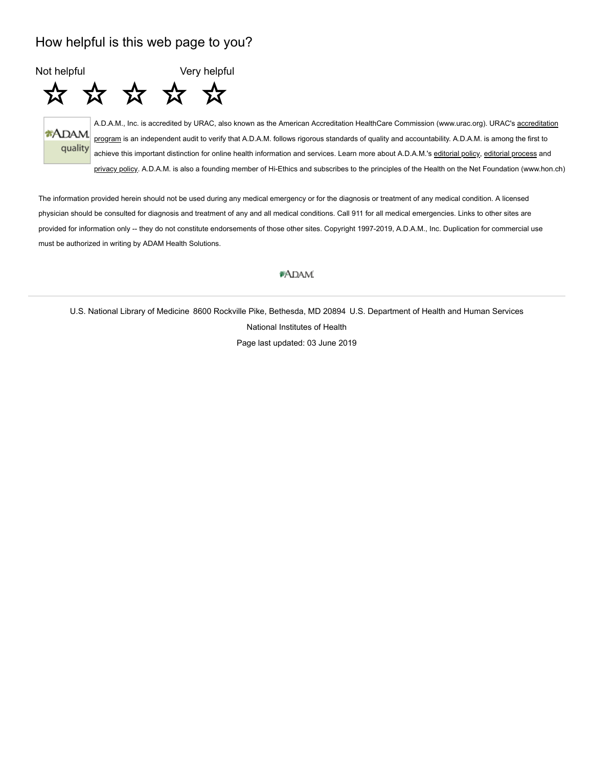## How helpful is this web page to you?

Not helpful Very helpful

☆ ☆ ☆ ☆ ☆

A.D.A.M., Inc. is accredited by URAC, also known as the American Accreditation HealthCare Commission (www.urac.org). URAC's accreditation program is an independent audit to verify that A.D.A.M. follows rigorous standards of quality and accountability. A.D.A.M. is among the first to achieve this important distinction for online health information and services. Learn more about A.D.A.M.'s editorial policy, editorial process and privacy policy. A.D.A.M. is also a founding member of Hi-Ethics and subscribes to the principles of the Health on the Net Foundation (www.hon.ch)

The information provided herein should not be used during any medical emergency or for the diagnosis or treatment of any medical condition. A licensed physician should be consulted for diagnosis and treatment of any and all medical conditions. Call 911 for all medical emergencies. Links to other sites are provided for information only -- they do not constitute endorsements of those other sites. Copyright 1997-2019, A.D.A.M., Inc. Duplication for commercial use must be authorized in writing by ADAM Health Solutions.

U.S. National Library of Medicine 8600 Rockville Pike, Bethesda, MD 20894 U.S. Department of Health and Human Services National Institutes of Health

Page last updated: 03 June 2019